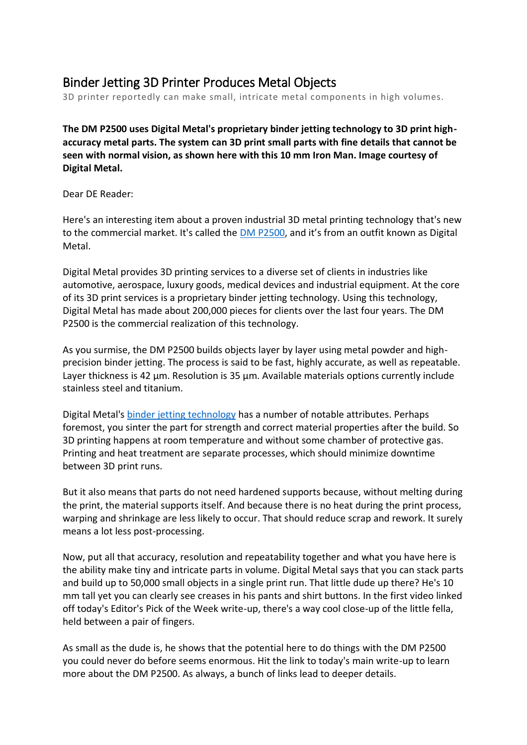# Binder Jetting 3D Printer Produces Metal Objects

3D printer reportedly can make small, intricate metal components in high volumes.

**The DM P2500 uses Digital Metal's proprietary binder jetting technology to 3D print high-accuracy metal parts. The system can 3D print small parts with fine details that cannot be seen with normal vision, as shown here with this 10 mm Iron Man. Image courtesy of Digital Metal.**

Dear DE Reader:

Here's an interesting item about a proven industrial 3D metal printing technology that's new to the commercial market. It's called the [DM P2500](), and it's from an outfit known as Digital Metal.

Digital Metal provides 3D printing services to a diverse set of clients in industries like automotive, aerospace, luxury goods, medical devices and industrial equipment. At the core of its 3D print services is a proprietary binder jetting technology. Using this technology, Digital Metal has made about 200,000 pieces for clients over the last four years. The DM P2500 is the commercial realization of this technology.

As you surmise, the DM P2500 builds objects layer by layer using metal powder and high-precision binder jetting. The process is said to be fast, highly accurate, as well as repeatable. Layer thickness is 42 µm. Resolution is 35 µm. Available materials options currently include stainless steel and titanium.

Digital Metal's [binder jetting technology]() has a number of notable attributes. Perhaps foremost, you sinter the part for strength and correct material properties after the build. So 3D printing happens at room temperature and without some chamber of protective gas. Printing and heat treatment are separate processes, which should minimize downtime between 3D print runs.

But it also means that parts do not need hardened supports because, without melting during the print, the material supports itself. And because there is no heat during the print process, warping and shrinkage are less likely to occur. That should reduce scrap and rework. It surely means a lot less post-processing.

Now, put all that accuracy, resolution and repeatability together and what you have here is the ability make tiny and intricate parts in volume. Digital Metal says that you can stack parts and build up to 50,000 small objects in a single print run. That little dude up there? He's 10 mm tall yet you can clearly see creases in his pants and shirt buttons. In the first video linked off today's Editor's Pick of the Week write-up, there's a way cool close-up of the little fella, held between a pair of fingers.

As small as the dude is, he shows that the potential here to do things with the DM P2500 you could never do before seems enormous. Hit the link to today's main write-up to learn more about the DM P2500. As always, a bunch of links lead to deeper details.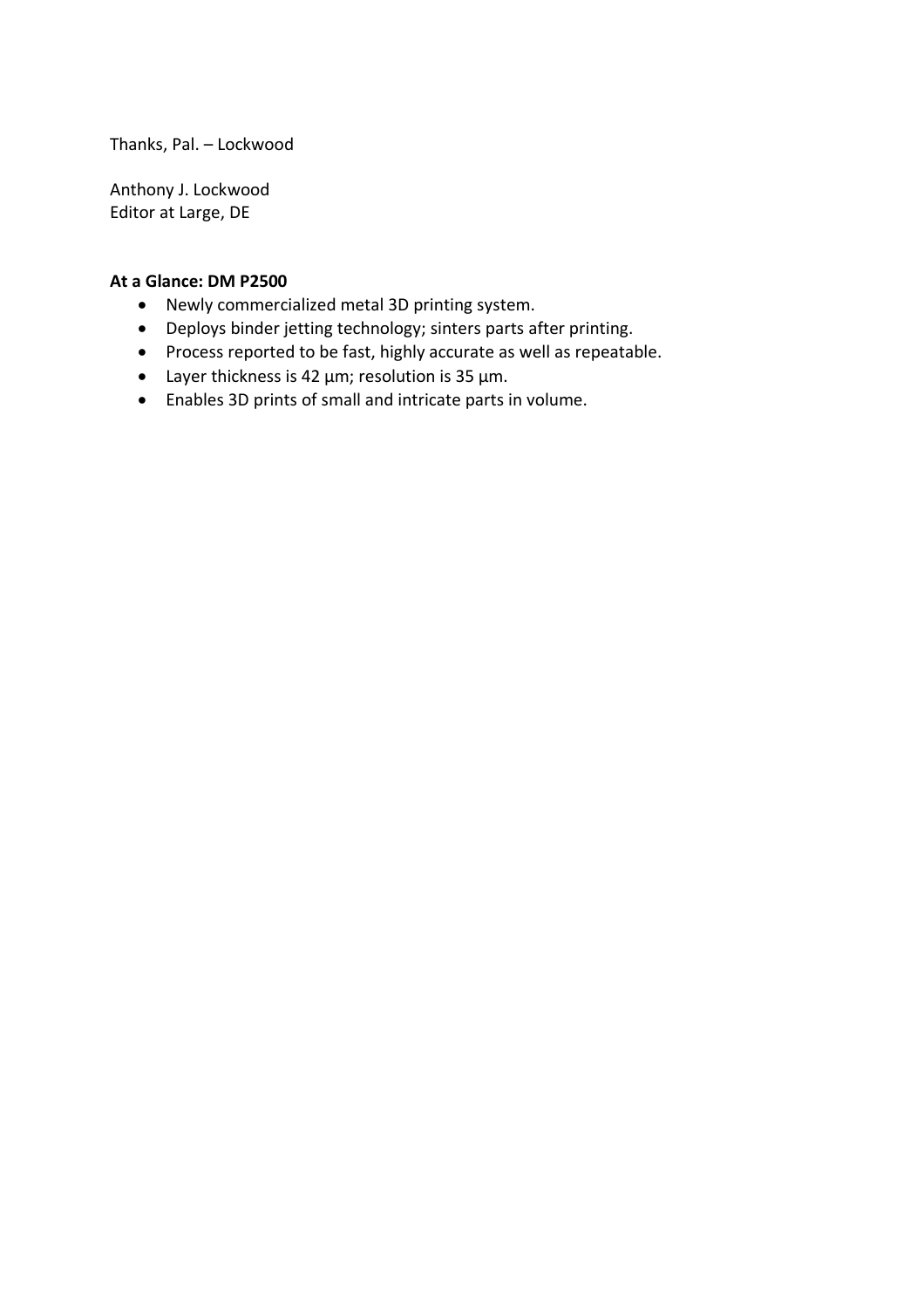Thanks, Pal. – Lockwood

Anthony J. Lockwood
Editor at Large, DE

**At a Glance: DM P2500**

- Newly commercialized metal 3D printing system.
- Deploys binder jetting technology; sinters parts after printing.
- Process reported to be fast, highly accurate as well as repeatable.
- Layer thickness is 42 µm; resolution is 35 µm.
- Enables 3D prints of small and intricate parts in volume.